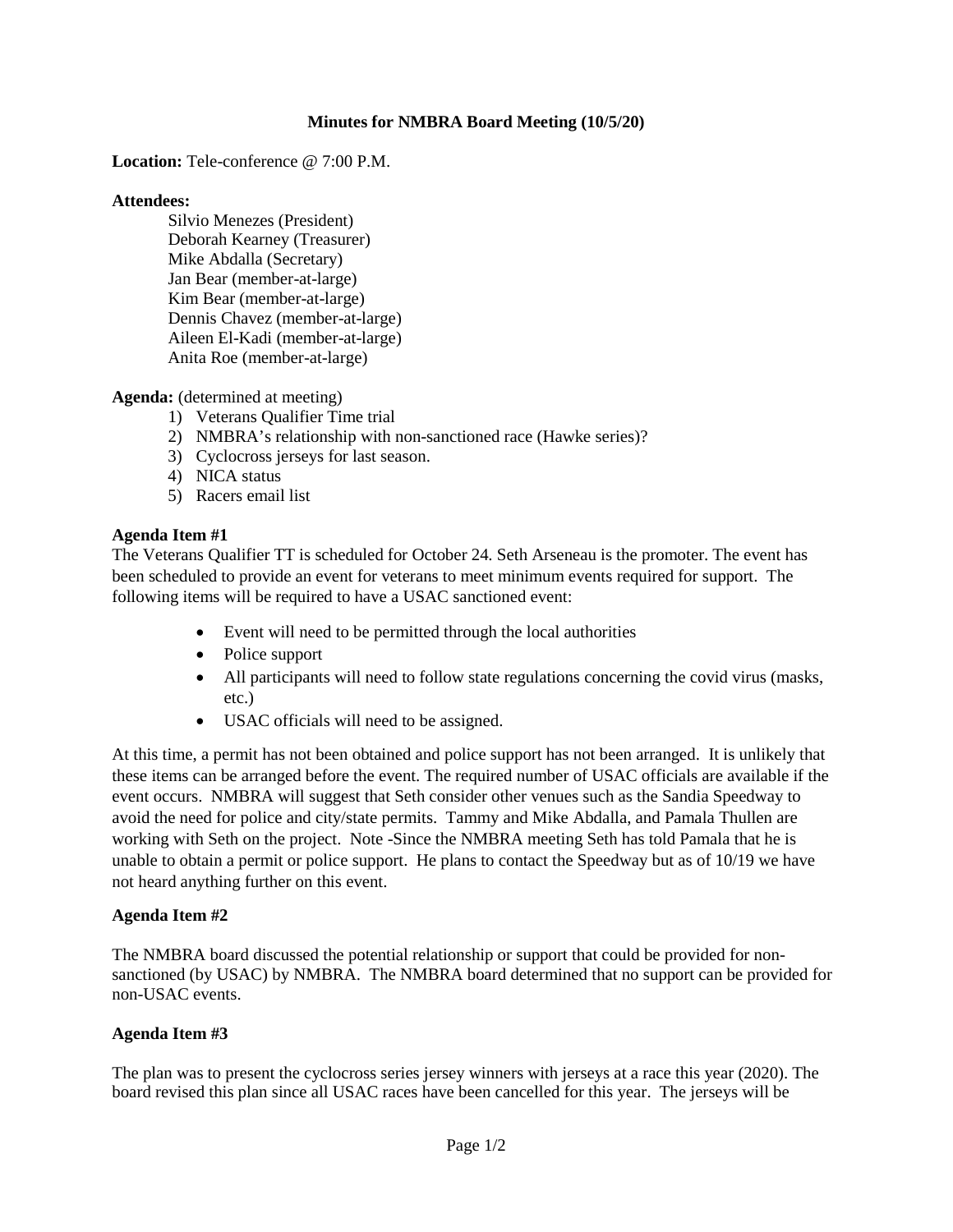**Minutes for NMBRA Board Meeting (10/5/20)**

**Location:** Tele-conference @ 7:00 P.M.

**Attendees:**

Silvio Menezes (President)
Deborah Kearney (Treasurer)
Mike Abdalla (Secretary)
Jan Bear (member-at-large)
Kim Bear (member-at-large)
Dennis Chavez (member-at-large)
Aileen El-Kadi (member-at-large)
Anita Roe (member-at-large)

**Agenda:** (determined at meeting)

1) Veterans Qualifier Time trial
2) NMBRA's relationship with non-sanctioned race (Hawke series)?
3) Cyclocross jerseys for last season.
4) NICA status
5) Racers email list

**Agenda Item #1**

The Veterans Qualifier TT is scheduled for October 24. Seth Arseneau is the promoter. The event has been scheduled to provide an event for veterans to meet minimum events required for support. The following items will be required to have a USAC sanctioned event:

- Event will need to be permitted through the local authorities
- Police support
- All participants will need to follow state regulations concerning the covid virus (masks, etc.)
- USAC officials will need to be assigned.

At this time, a permit has not been obtained and police support has not been arranged. It is unlikely that these items can be arranged before the event. The required number of USAC officials are available if the event occurs. NMBRA will suggest that Seth consider other venues such as the Sandia Speedway to avoid the need for police and city/state permits. Tammy and Mike Abdalla, and Pamala Thullen are working with Seth on the project. Note -Since the NMBRA meeting Seth has told Pamala that he is unable to obtain a permit or police support. He plans to contact the Speedway but as of 10/19 we have not heard anything further on this event.

**Agenda Item #2**

The NMBRA board discussed the potential relationship or support that could be provided for non-sanctioned (by USAC) by NMBRA. The NMBRA board determined that no support can be provided for non-USAC events.

**Agenda Item #3**

The plan was to present the cyclocross series jersey winners with jerseys at a race this year (2020). The board revised this plan since all USAC races have been cancelled for this year. The jerseys will be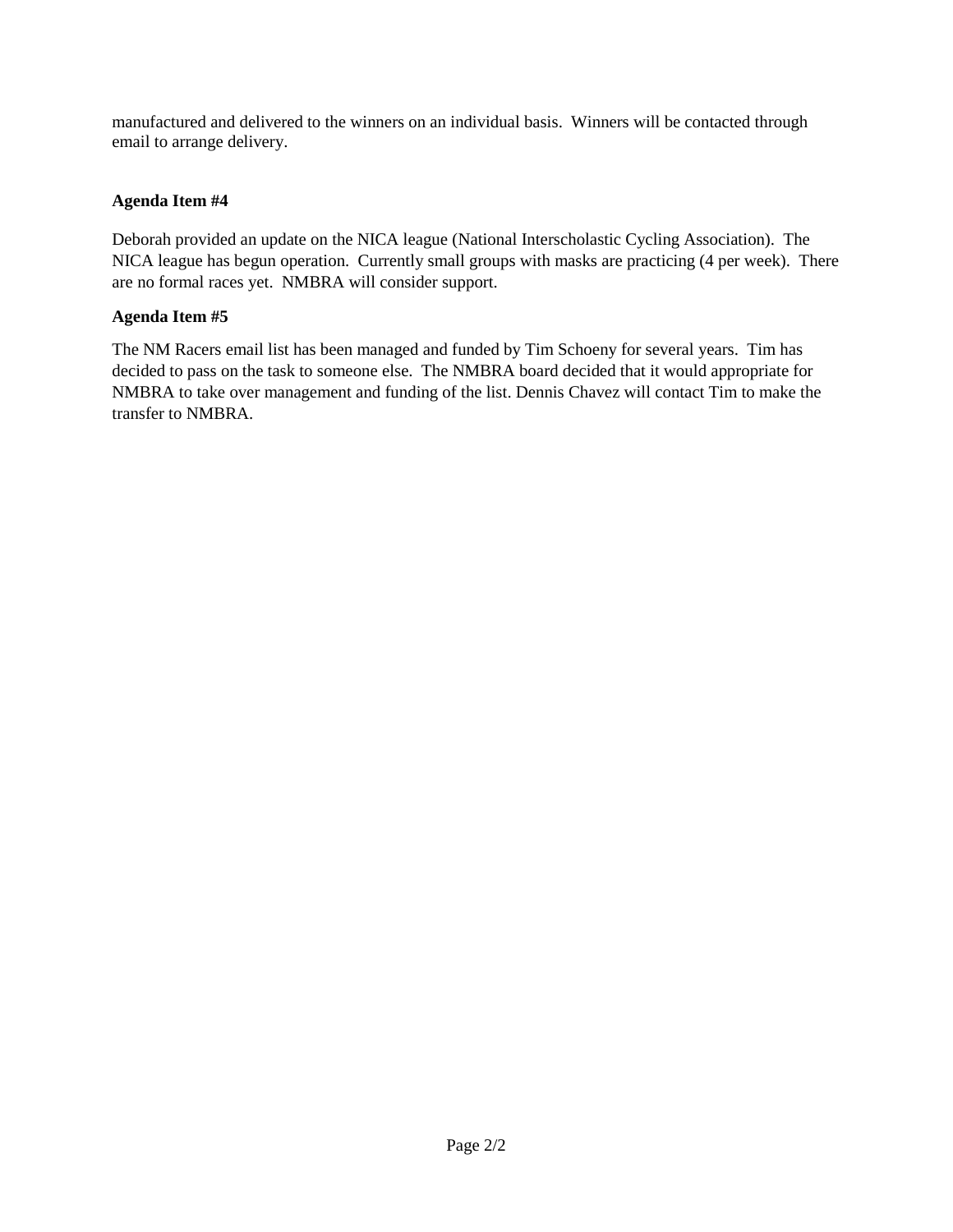manufactured and delivered to the winners on an individual basis. Winners will be contacted through email to arrange delivery.

**Agenda Item #4**

Deborah provided an update on the NICA league (National Interscholastic Cycling Association). The NICA league has begun operation. Currently small groups with masks are practicing (4 per week). There are no formal races yet. NMBRA will consider support.

**Agenda Item #5**

The NM Racers email list has been managed and funded by Tim Schoeny for several years. Tim has decided to pass on the task to someone else. The NMBRA board decided that it would appropriate for NMBRA to take over management and funding of the list. Dennis Chavez will contact Tim to make the transfer to NMBRA.